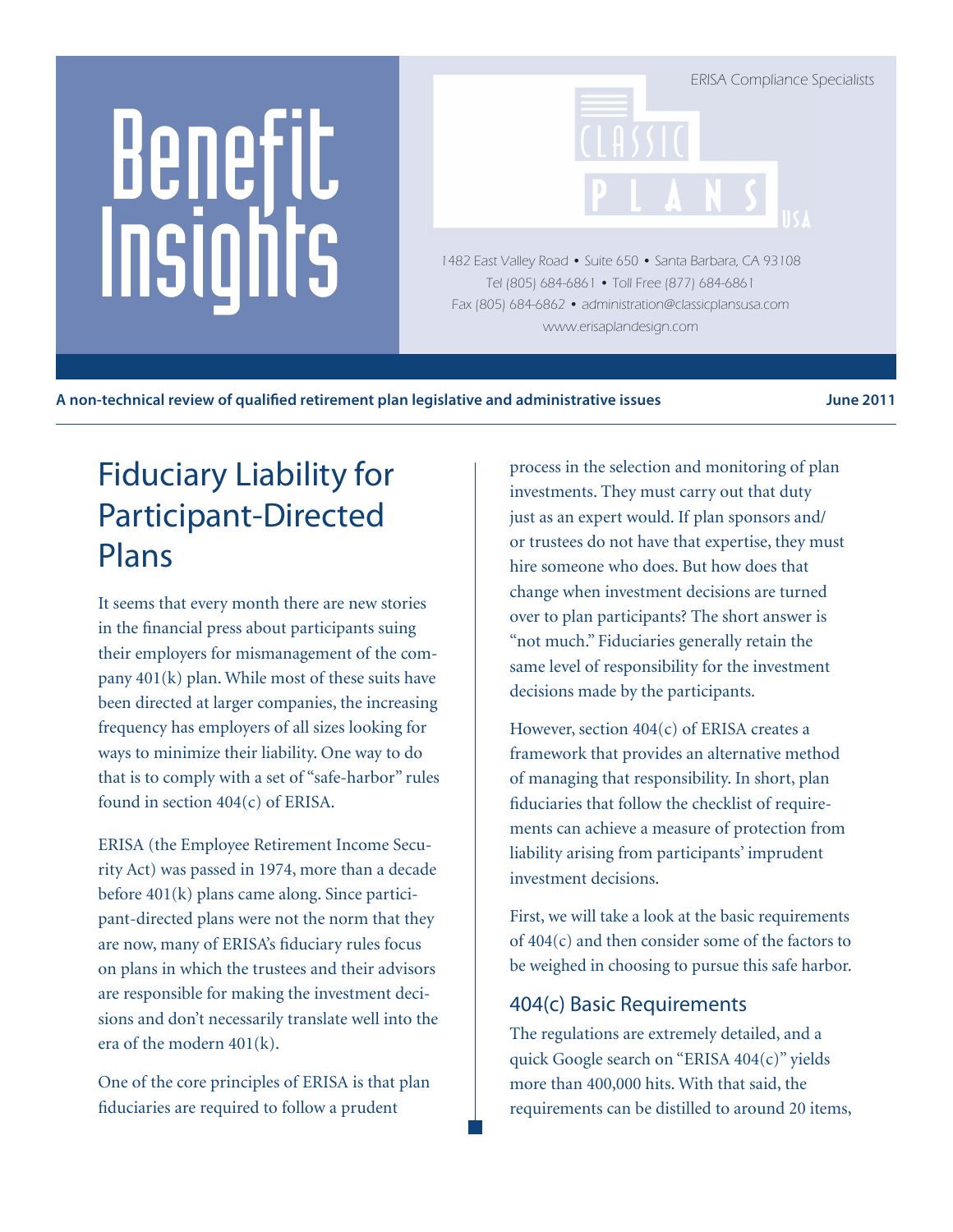# Benefit Insights

ERISA Compliance Specialists

CLASSIC PLANS USA

1482 East Valley Road • Suite 650 • Santa Barbara, CA 93108
Tel (805) 684-6861 • Toll Free (877) 684-6861
Fax (805) 684-6862 • administration@classicplansusa.com
www.erisaplandesign.com

**A non-technical review of qualified retirement plan legislative and administrative issues** **June 2011**

## Fiduciary Liability for Participant-Directed Plans

It seems that every month there are new stories in the financial press about participants suing their employers for mismanagement of the company 401(k) plan. While most of these suits have been directed at larger companies, the increasing frequency has employers of all sizes looking for ways to minimize their liability. One way to do that is to comply with a set of "safe-harbor" rules found in section 404(c) of ERISA.

ERISA (the Employee Retirement Income Security Act) was passed in 1974, more than a decade before 401(k) plans came along. Since participant-directed plans were not the norm that they are now, many of ERISA's fiduciary rules focus on plans in which the trustees and their advisors are responsible for making the investment decisions and don't necessarily translate well into the era of the modern 401(k).

One of the core principles of ERISA is that plan fiduciaries are required to follow a prudent process in the selection and monitoring of plan investments. They must carry out that duty just as an expert would. If plan sponsors and/or trustees do not have that expertise, they must hire someone who does. But how does that change when investment decisions are turned over to plan participants? The short answer is "not much." Fiduciaries generally retain the same level of responsibility for the investment decisions made by the participants.

However, section 404(c) of ERISA creates a framework that provides an alternative method of managing that responsibility. In short, plan fiduciaries that follow the checklist of requirements can achieve a measure of protection from liability arising from participants' imprudent investment decisions.

First, we will take a look at the basic requirements of 404(c) and then consider some of the factors to be weighed in choosing to pursue this safe harbor.

### 404(c) Basic Requirements

The regulations are extremely detailed, and a quick Google search on "ERISA 404(c)" yields more than 400,000 hits. With that said, the requirements can be distilled to around 20 items,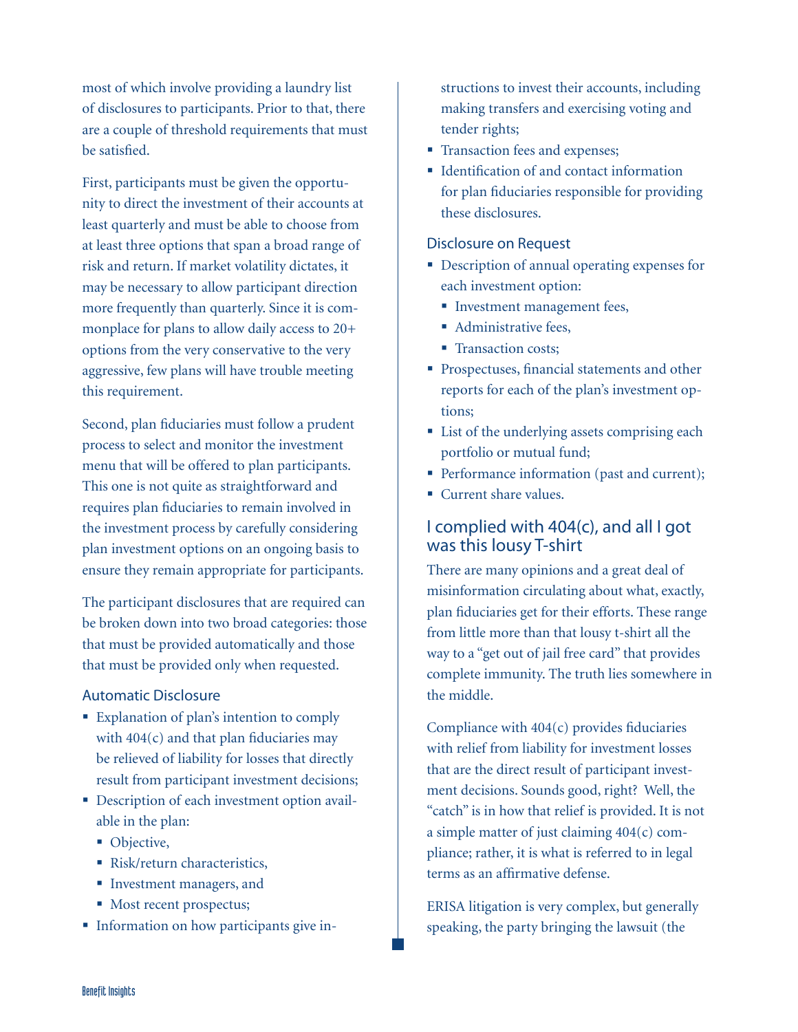most of which involve providing a laundry list of disclosures to participants. Prior to that, there are a couple of threshold requirements that must be satisfied.

First, participants must be given the opportunity to direct the investment of their accounts at least quarterly and must be able to choose from at least three options that span a broad range of risk and return. If market volatility dictates, it may be necessary to allow participant direction more frequently than quarterly. Since it is commonplace for plans to allow daily access to 20+ options from the very conservative to the very aggressive, few plans will have trouble meeting this requirement.

Second, plan fiduciaries must follow a prudent process to select and monitor the investment menu that will be offered to plan participants. This one is not quite as straightforward and requires plan fiduciaries to remain involved in the investment process by carefully considering plan investment options on an ongoing basis to ensure they remain appropriate for participants.

The participant disclosures that are required can be broken down into two broad categories: those that must be provided automatically and those that must be provided only when requested.

### Automatic Disclosure

- Explanation of plan's intention to comply with 404(c) and that plan fiduciaries may be relieved of liability for losses that directly result from participant investment decisions;
- Description of each investment option available in the plan:
  - Objective,
  - Risk/return characteristics,
  - Investment managers, and
  - Most recent prospectus;
- Information on how participants give instructions to invest their accounts, including making transfers and exercising voting and tender rights;
- Transaction fees and expenses;
- Identification of and contact information for plan fiduciaries responsible for providing these disclosures.

### Disclosure on Request

- Description of annual operating expenses for each investment option:
  - Investment management fees,
  - Administrative fees,
  - Transaction costs;
- Prospectuses, financial statements and other reports for each of the plan's investment options;
- List of the underlying assets comprising each portfolio or mutual fund;
- Performance information (past and current);
- Current share values.

## I complied with 404(c), and all I got was this lousy T-shirt

There are many opinions and a great deal of misinformation circulating about what, exactly, plan fiduciaries get for their efforts. These range from little more than that lousy t-shirt all the way to a "get out of jail free card" that provides complete immunity. The truth lies somewhere in the middle.

Compliance with 404(c) provides fiduciaries with relief from liability for investment losses that are the direct result of participant investment decisions. Sounds good, right? Well, the "catch" is in how that relief is provided. It is not a simple matter of just claiming 404(c) compliance; rather, it is what is referred to in legal terms as an affirmative defense.

ERISA litigation is very complex, but generally speaking, the party bringing the lawsuit (the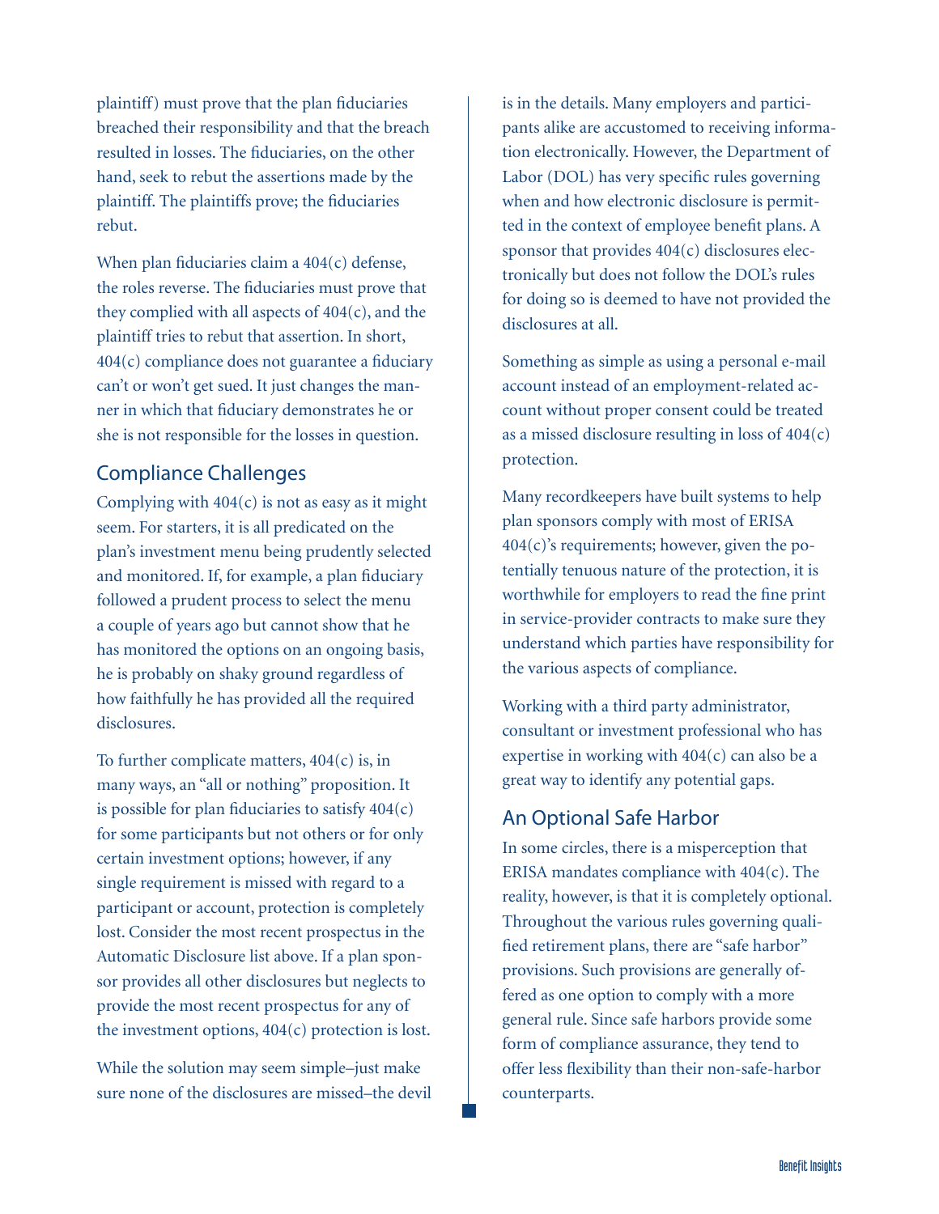plaintiff) must prove that the plan fiduciaries breached their responsibility and that the breach resulted in losses. The fiduciaries, on the other hand, seek to rebut the assertions made by the plaintiff. The plaintiffs prove; the fiduciaries rebut.

When plan fiduciaries claim a 404(c) defense, the roles reverse. The fiduciaries must prove that they complied with all aspects of 404(c), and the plaintiff tries to rebut that assertion. In short, 404(c) compliance does not guarantee a fiduciary can't or won't get sued. It just changes the manner in which that fiduciary demonstrates he or she is not responsible for the losses in question.

## Compliance Challenges

Complying with 404(c) is not as easy as it might seem. For starters, it is all predicated on the plan's investment menu being prudently selected and monitored. If, for example, a plan fiduciary followed a prudent process to select the menu a couple of years ago but cannot show that he has monitored the options on an ongoing basis, he is probably on shaky ground regardless of how faithfully he has provided all the required disclosures.

To further complicate matters, 404(c) is, in many ways, an "all or nothing" proposition. It is possible for plan fiduciaries to satisfy 404(c) for some participants but not others or for only certain investment options; however, if any single requirement is missed with regard to a participant or account, protection is completely lost. Consider the most recent prospectus in the Automatic Disclosure list above. If a plan sponsor provides all other disclosures but neglects to provide the most recent prospectus for any of the investment options, 404(c) protection is lost.

While the solution may seem simple–just make sure none of the disclosures are missed–the devil is in the details. Many employers and participants alike are accustomed to receiving information electronically. However, the Department of Labor (DOL) has very specific rules governing when and how electronic disclosure is permitted in the context of employee benefit plans. A sponsor that provides 404(c) disclosures electronically but does not follow the DOL's rules for doing so is deemed to have not provided the disclosures at all.

Something as simple as using a personal e-mail account instead of an employment-related account without proper consent could be treated as a missed disclosure resulting in loss of 404(c) protection.

Many recordkeepers have built systems to help plan sponsors comply with most of ERISA 404(c)'s requirements; however, given the potentially tenuous nature of the protection, it is worthwhile for employers to read the fine print in service-provider contracts to make sure they understand which parties have responsibility for the various aspects of compliance.

Working with a third party administrator, consultant or investment professional who has expertise in working with 404(c) can also be a great way to identify any potential gaps.

## An Optional Safe Harbor

In some circles, there is a misperception that ERISA mandates compliance with 404(c). The reality, however, is that it is completely optional. Throughout the various rules governing qualified retirement plans, there are "safe harbor" provisions. Such provisions are generally offered as one option to comply with a more general rule. Since safe harbors provide some form of compliance assurance, they tend to offer less flexibility than their non-safe-harbor counterparts.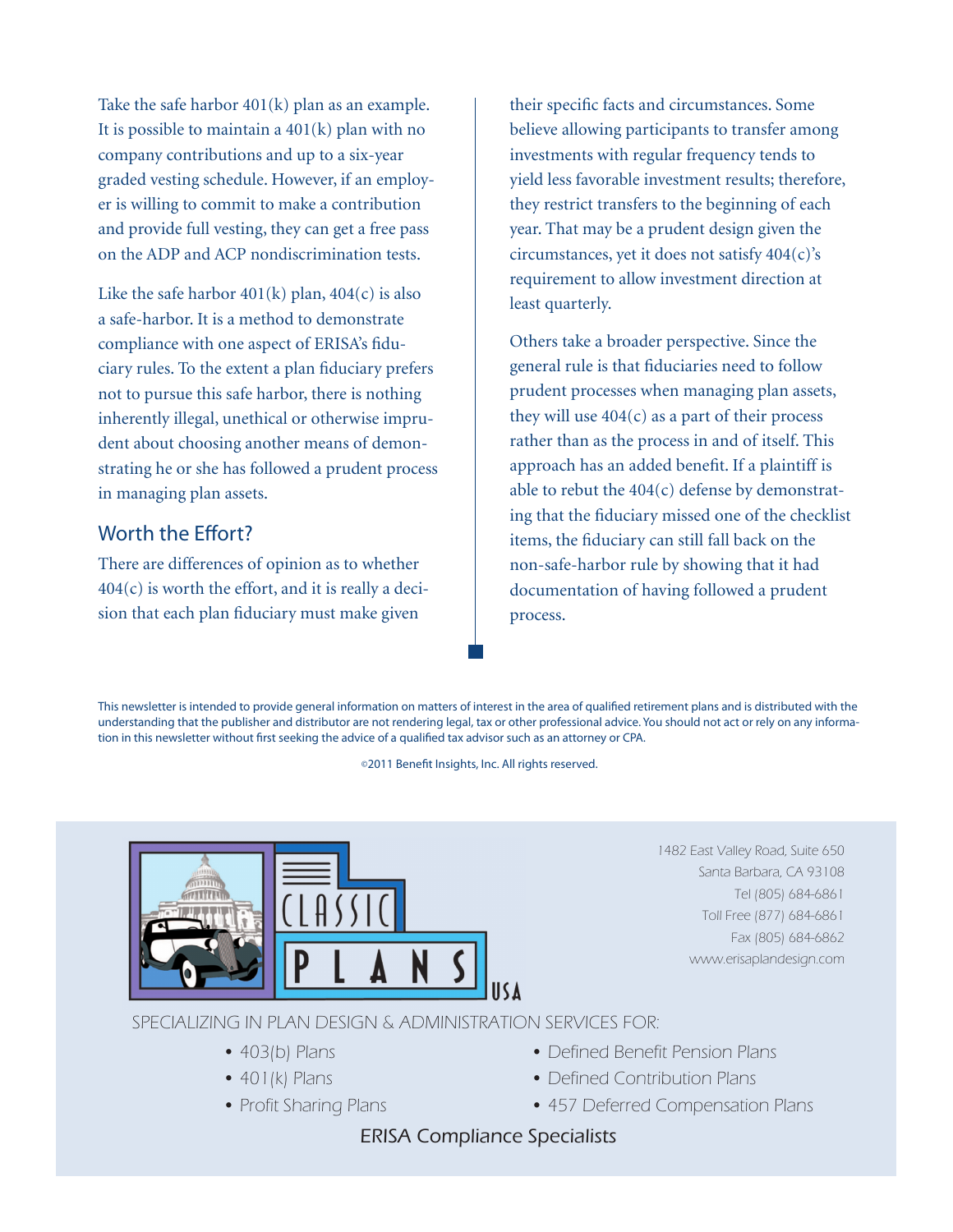Take the safe harbor 401(k) plan as an example. It is possible to maintain a 401(k) plan with no company contributions and up to a six-year graded vesting schedule. However, if an employer is willing to commit to make a contribution and provide full vesting, they can get a free pass on the ADP and ACP nondiscrimination tests.

Like the safe harbor 401(k) plan, 404(c) is also a safe-harbor. It is a method to demonstrate compliance with one aspect of ERISA's fiduciary rules. To the extent a plan fiduciary prefers not to pursue this safe harbor, there is nothing inherently illegal, unethical or otherwise imprudent about choosing another means of demonstrating he or she has followed a prudent process in managing plan assets.

## Worth the Effort?

There are differences of opinion as to whether 404(c) is worth the effort, and it is really a decision that each plan fiduciary must make given their specific facts and circumstances. Some believe allowing participants to transfer among investments with regular frequency tends to yield less favorable investment results; therefore, they restrict transfers to the beginning of each year. That may be a prudent design given the circumstances, yet it does not satisfy 404(c)'s requirement to allow investment direction at least quarterly.

Others take a broader perspective. Since the general rule is that fiduciaries need to follow prudent processes when managing plan assets, they will use 404(c) as a part of their process rather than as the process in and of itself. This approach has an added benefit. If a plaintiff is able to rebut the 404(c) defense by demonstrating that the fiduciary missed one of the checklist items, the fiduciary can still fall back on the non-safe-harbor rule by showing that it had documentation of having followed a prudent process.

This newsletter is intended to provide general information on matters of interest in the area of qualified retirement plans and is distributed with the understanding that the publisher and distributor are not rendering legal, tax or other professional advice. You should not act or rely on any information in this newsletter without first seeking the advice of a qualified tax advisor such as an attorney or CPA.

©2011 Benefit Insights, Inc. All rights reserved.

CLASSIC PLANS USA

1482 East Valley Road, Suite 650
Santa Barbara, CA 93108
Tel (805) 684-6861
Toll Free (877) 684-6861
Fax (805) 684-6862
www.erisaplandesign.com

SPECIALIZING IN PLAN DESIGN & ADMINISTRATION SERVICES FOR:

- 403(b) Plans
- 401(k) Plans
- Profit Sharing Plans
- Defined Benefit Pension Plans
- Defined Contribution Plans
- 457 Deferred Compensation Plans

ERISA Compliance Specialists